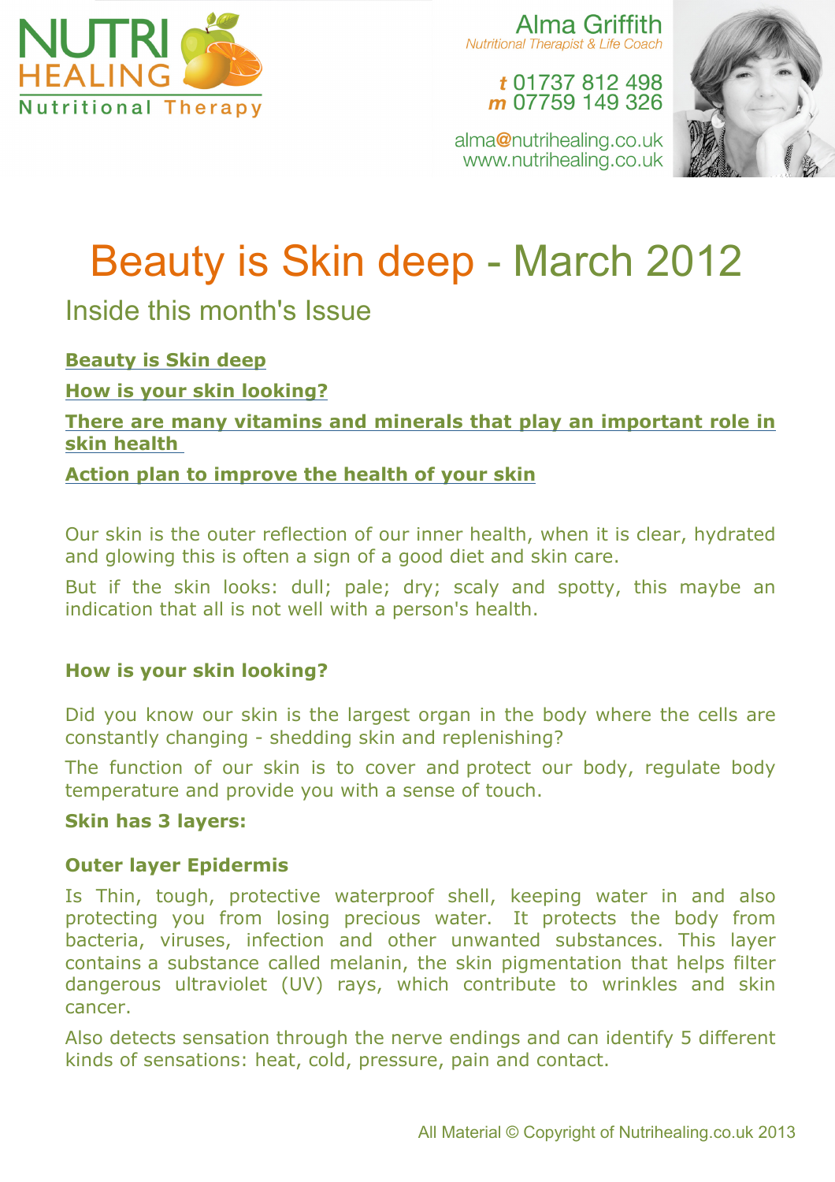NUTRI HEALING
Nutritional Therapy

**Alma Griffith**
*Nutritional Therapist & Life Coach*

*t* 01737 812 498
*m* 07759 149 326

alma@nutrihealing.co.uk
www.nutrihealing.co.uk

# Beauty is Skin deep - March 2012

## Inside this month's Issue

**Beauty is Skin deep**

**How is your skin looking?**

**There are many vitamins and minerals that play an important role in skin health**

**Action plan to improve the health of your skin**

Our skin is the outer reflection of our inner health, when it is clear, hydrated and glowing this is often a sign of a good diet and skin care.

But if the skin looks: dull; pale; dry; scaly and spotty, this maybe an indication that all is not well with a person's health.

### How is your skin looking?

Did you know our skin is the largest organ in the body where the cells are constantly changing - shedding skin and replenishing?

The function of our skin is to cover and protect our body, regulate body temperature and provide you with a sense of touch.

**Skin has 3 layers:**

**Outer layer Epidermis**

Is Thin, tough, protective waterproof shell, keeping water in and also protecting you from losing precious water. It protects the body from bacteria, viruses, infection and other unwanted substances. This layer contains a substance called melanin, the skin pigmentation that helps filter dangerous ultraviolet (UV) rays, which contribute to wrinkles and skin cancer.

Also detects sensation through the nerve endings and can identify 5 different kinds of sensations: heat, cold, pressure, pain and contact.

All Material © Copyright of Nutrihealing.co.uk 2013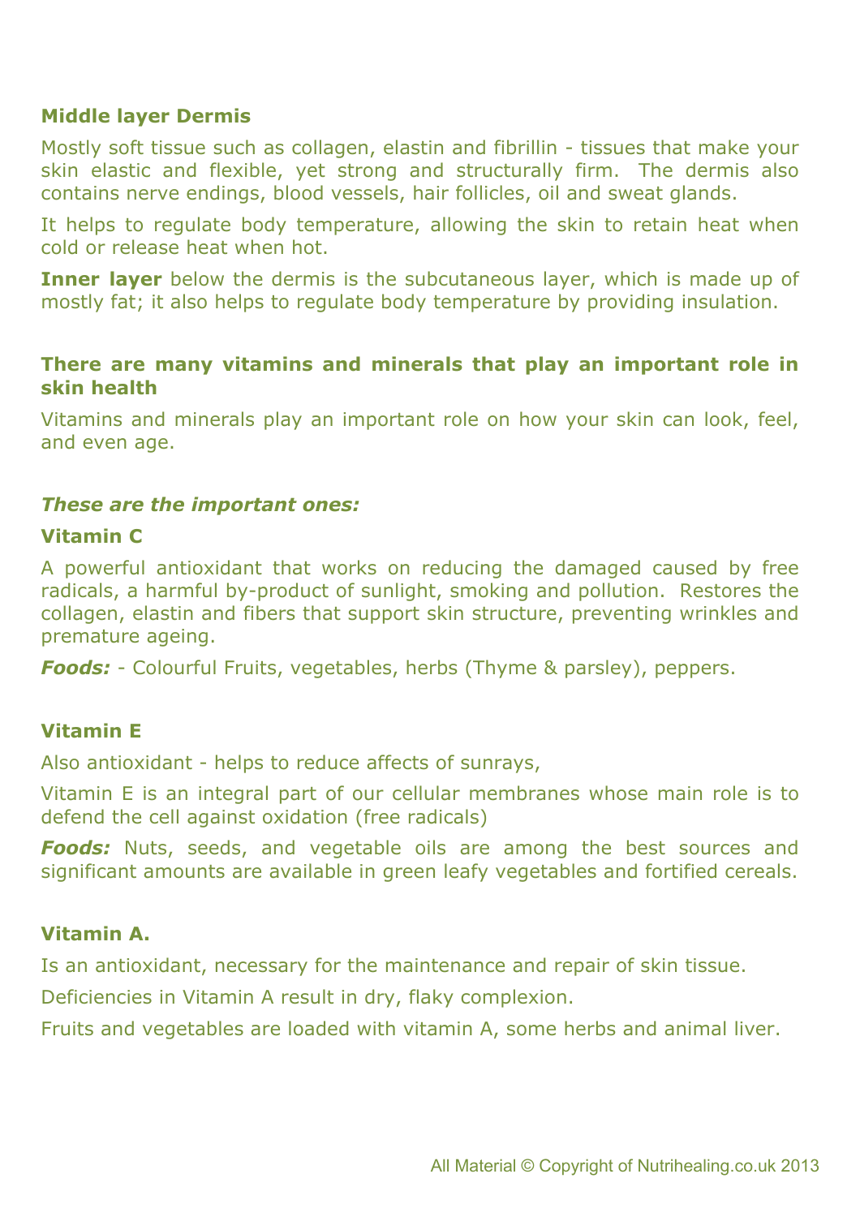### Middle layer Dermis

Mostly soft tissue such as collagen, elastin and fibrillin - tissues that make your skin elastic and flexible, yet strong and structurally firm. The dermis also contains nerve endings, blood vessels, hair follicles, oil and sweat glands.

It helps to regulate body temperature, allowing the skin to retain heat when cold or release heat when hot.

**Inner layer** below the dermis is the subcutaneous layer, which is made up of mostly fat; it also helps to regulate body temperature by providing insulation.

### There are many vitamins and minerals that play an important role in skin health

Vitamins and minerals play an important role on how your skin can look, feel, and even age.

***These are the important ones:***

### Vitamin C

A powerful antioxidant that works on reducing the damaged caused by free radicals, a harmful by-product of sunlight, smoking and pollution. Restores the collagen, elastin and fibers that support skin structure, preventing wrinkles and premature ageing.

***Foods:*** - Colourful Fruits, vegetables, herbs (Thyme & parsley), peppers.

### Vitamin E

Also antioxidant - helps to reduce affects of sunrays,

Vitamin E is an integral part of our cellular membranes whose main role is to defend the cell against oxidation (free radicals)

***Foods:*** Nuts, seeds, and vegetable oils are among the best sources and significant amounts are available in green leafy vegetables and fortified cereals.

### Vitamin A.

Is an antioxidant, necessary for the maintenance and repair of skin tissue.

Deficiencies in Vitamin A result in dry, flaky complexion.

Fruits and vegetables are loaded with vitamin A, some herbs and animal liver.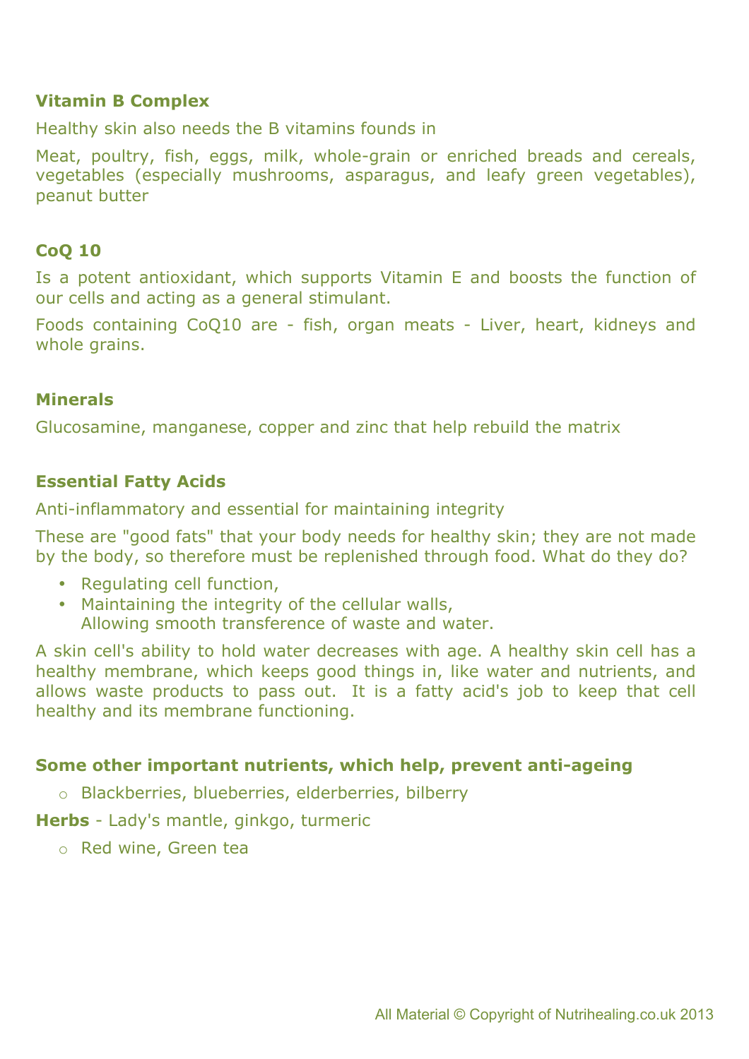**Vitamin B Complex**

Healthy skin also needs the B vitamins founds in

Meat, poultry, fish, eggs, milk, whole-grain or enriched breads and cereals, vegetables (especially mushrooms, asparagus, and leafy green vegetables), peanut butter

**CoQ 10**

Is a potent antioxidant, which supports Vitamin E and boosts the function of our cells and acting as a general stimulant.

Foods containing CoQ10 are - fish, organ meats - Liver, heart, kidneys and whole grains.

**Minerals**

Glucosamine, manganese, copper and zinc that help rebuild the matrix

**Essential Fatty Acids**

Anti-inflammatory and essential for maintaining integrity

These are "good fats" that your body needs for healthy skin; they are not made by the body, so therefore must be replenished through food. What do they do?

- Regulating cell function,
- Maintaining the integrity of the cellular walls,
  Allowing smooth transference of waste and water.

A skin cell's ability to hold water decreases with age. A healthy skin cell has a healthy membrane, which keeps good things in, like water and nutrients, and allows waste products to pass out. It is a fatty acid's job to keep that cell healthy and its membrane functioning.

**Some other important nutrients, which help, prevent anti-ageing**

- Blackberries, blueberries, elderberries, bilberry

**Herbs** - Lady's mantle, ginkgo, turmeric

- Red wine, Green tea

All Material © Copyright of Nutrihealing.co.uk 2013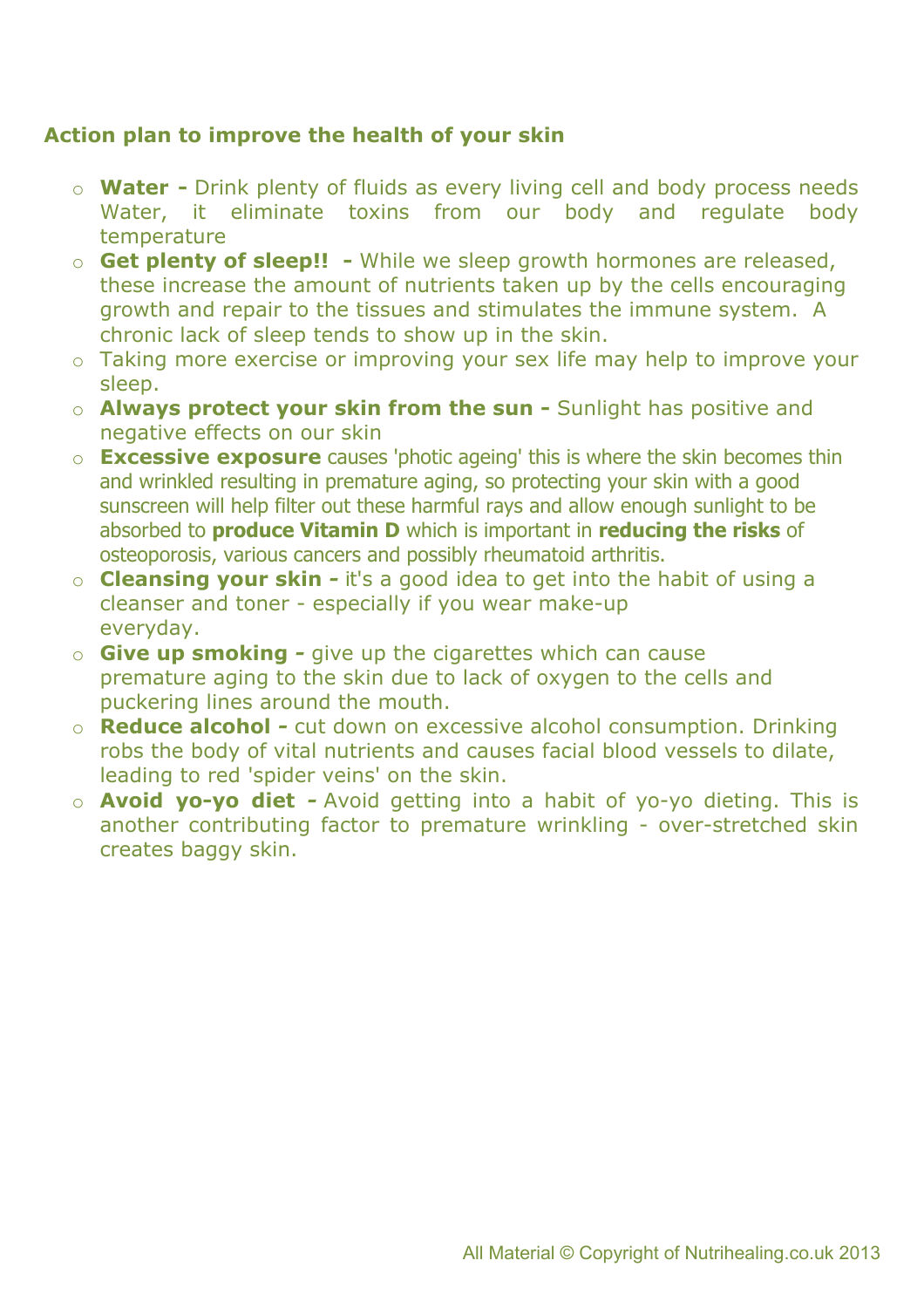**Action plan to improve the health of your skin**

- **Water -** Drink plenty of fluids as every living cell and body process needs Water, it eliminate toxins from our body and regulate body temperature
- **Get plenty of sleep!! -** While we sleep growth hormones are released, these increase the amount of nutrients taken up by the cells encouraging growth and repair to the tissues and stimulates the immune system. A chronic lack of sleep tends to show up in the skin.
- Taking more exercise or improving your sex life may help to improve your sleep.
- **Always protect your skin from the sun -** Sunlight has positive and negative effects on our skin
- **Excessive exposure** causes 'photic ageing' this is where the skin becomes thin and wrinkled resulting in premature aging, so protecting your skin with a good sunscreen will help filter out these harmful rays and allow enough sunlight to be absorbed to **produce Vitamin D** which is important in **reducing the risks** of osteoporosis, various cancers and possibly rheumatoid arthritis.
- **Cleansing your skin -** it's a good idea to get into the habit of using a cleanser and toner - especially if you wear make-up everyday.
- **Give up smoking -** give up the cigarettes which can cause premature aging to the skin due to lack of oxygen to the cells and puckering lines around the mouth.
- **Reduce alcohol -** cut down on excessive alcohol consumption. Drinking robs the body of vital nutrients and causes facial blood vessels to dilate, leading to red 'spider veins' on the skin.
- **Avoid yo-yo diet -** Avoid getting into a habit of yo-yo dieting. This is another contributing factor to premature wrinkling - over-stretched skin creates baggy skin.

All Material © Copyright of Nutrihealing.co.uk 2013